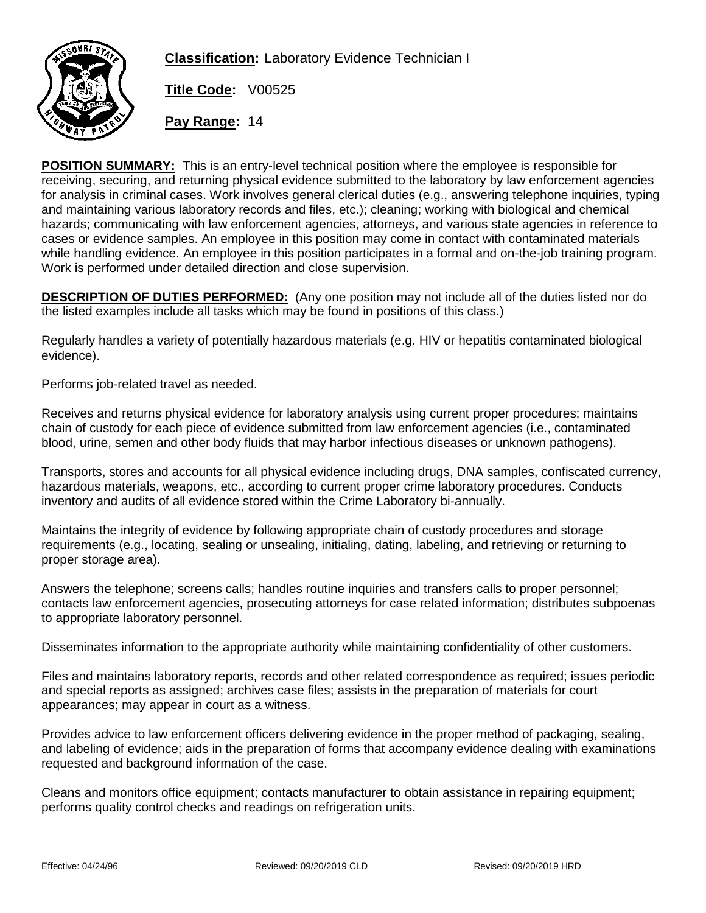**Classification:** Laboratory Evidence Technician I

**Title Code:** V00525

**Pay Range:** 14

**POSITION SUMMARY:** This is an entry-level technical position where the employee is responsible for receiving, securing, and returning physical evidence submitted to the laboratory by law enforcement agencies for analysis in criminal cases. Work involves general clerical duties (e.g., answering telephone inquiries, typing and maintaining various laboratory records and files, etc.); cleaning; working with biological and chemical hazards; communicating with law enforcement agencies, attorneys, and various state agencies in reference to cases or evidence samples. An employee in this position may come in contact with contaminated materials while handling evidence. An employee in this position participates in a formal and on-the-job training program. Work is performed under detailed direction and close supervision.

**DESCRIPTION OF DUTIES PERFORMED:** (Any one position may not include all of the duties listed nor do the listed examples include all tasks which may be found in positions of this class.)

Regularly handles a variety of potentially hazardous materials (e.g. HIV or hepatitis contaminated biological evidence).

Performs job-related travel as needed.

Receives and returns physical evidence for laboratory analysis using current proper procedures; maintains chain of custody for each piece of evidence submitted from law enforcement agencies (i.e., contaminated blood, urine, semen and other body fluids that may harbor infectious diseases or unknown pathogens).

Transports, stores and accounts for all physical evidence including drugs, DNA samples, confiscated currency, hazardous materials, weapons, etc., according to current proper crime laboratory procedures. Conducts inventory and audits of all evidence stored within the Crime Laboratory bi-annually.

Maintains the integrity of evidence by following appropriate chain of custody procedures and storage requirements (e.g., locating, sealing or unsealing, initialing, dating, labeling, and retrieving or returning to proper storage area).

Answers the telephone; screens calls; handles routine inquiries and transfers calls to proper personnel; contacts law enforcement agencies, prosecuting attorneys for case related information; distributes subpoenas to appropriate laboratory personnel.

Disseminates information to the appropriate authority while maintaining confidentiality of other customers.

Files and maintains laboratory reports, records and other related correspondence as required; issues periodic and special reports as assigned; archives case files; assists in the preparation of materials for court appearances; may appear in court as a witness.

Provides advice to law enforcement officers delivering evidence in the proper method of packaging, sealing, and labeling of evidence; aids in the preparation of forms that accompany evidence dealing with examinations requested and background information of the case.

Cleans and monitors office equipment; contacts manufacturer to obtain assistance in repairing equipment; performs quality control checks and readings on refrigeration units.

Effective: 04/24/96 Reviewed: 09/20/2019 CLD Revised: 09/20/2019 HRD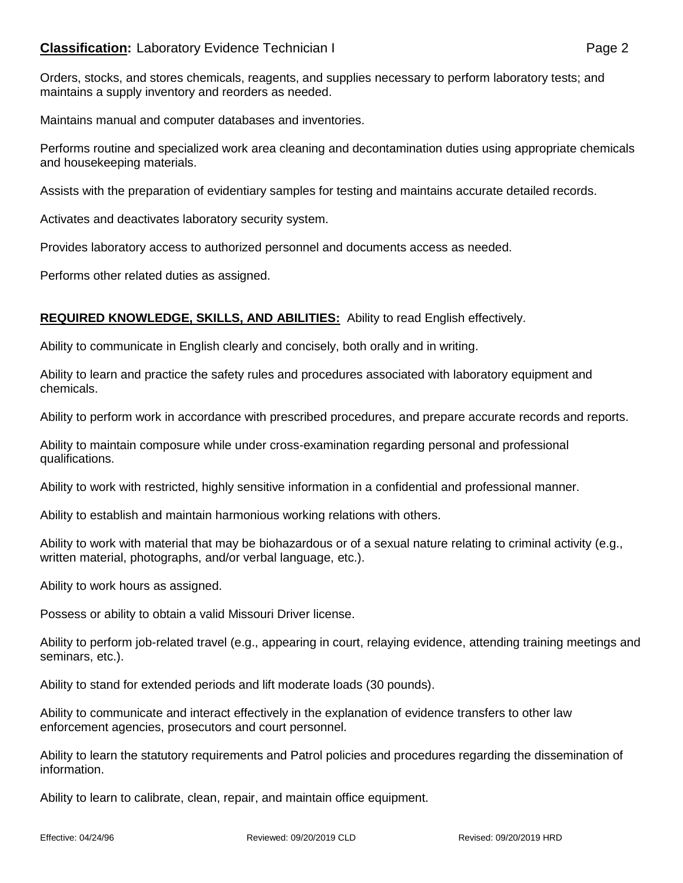Orders, stocks, and stores chemicals, reagents, and supplies necessary to perform laboratory tests; and maintains a supply inventory and reorders as needed.

Maintains manual and computer databases and inventories.

Performs routine and specialized work area cleaning and decontamination duties using appropriate chemicals and housekeeping materials.

Assists with the preparation of evidentiary samples for testing and maintains accurate detailed records.

Activates and deactivates laboratory security system.

Provides laboratory access to authorized personnel and documents access as needed.

Performs other related duties as assigned.

**REQUIRED KNOWLEDGE, SKILLS, AND ABILITIES:** Ability to read English effectively.

Ability to communicate in English clearly and concisely, both orally and in writing.

Ability to learn and practice the safety rules and procedures associated with laboratory equipment and chemicals.

Ability to perform work in accordance with prescribed procedures, and prepare accurate records and reports.

Ability to maintain composure while under cross-examination regarding personal and professional qualifications.

Ability to work with restricted, highly sensitive information in a confidential and professional manner.

Ability to establish and maintain harmonious working relations with others.

Ability to work with material that may be biohazardous or of a sexual nature relating to criminal activity (e.g., written material, photographs, and/or verbal language, etc.).

Ability to work hours as assigned.

Possess or ability to obtain a valid Missouri Driver license.

Ability to perform job-related travel (e.g., appearing in court, relaying evidence, attending training meetings and seminars, etc.).

Ability to stand for extended periods and lift moderate loads (30 pounds).

Ability to communicate and interact effectively in the explanation of evidence transfers to other law enforcement agencies, prosecutors and court personnel.

Ability to learn the statutory requirements and Patrol policies and procedures regarding the dissemination of information.

Ability to learn to calibrate, clean, repair, and maintain office equipment.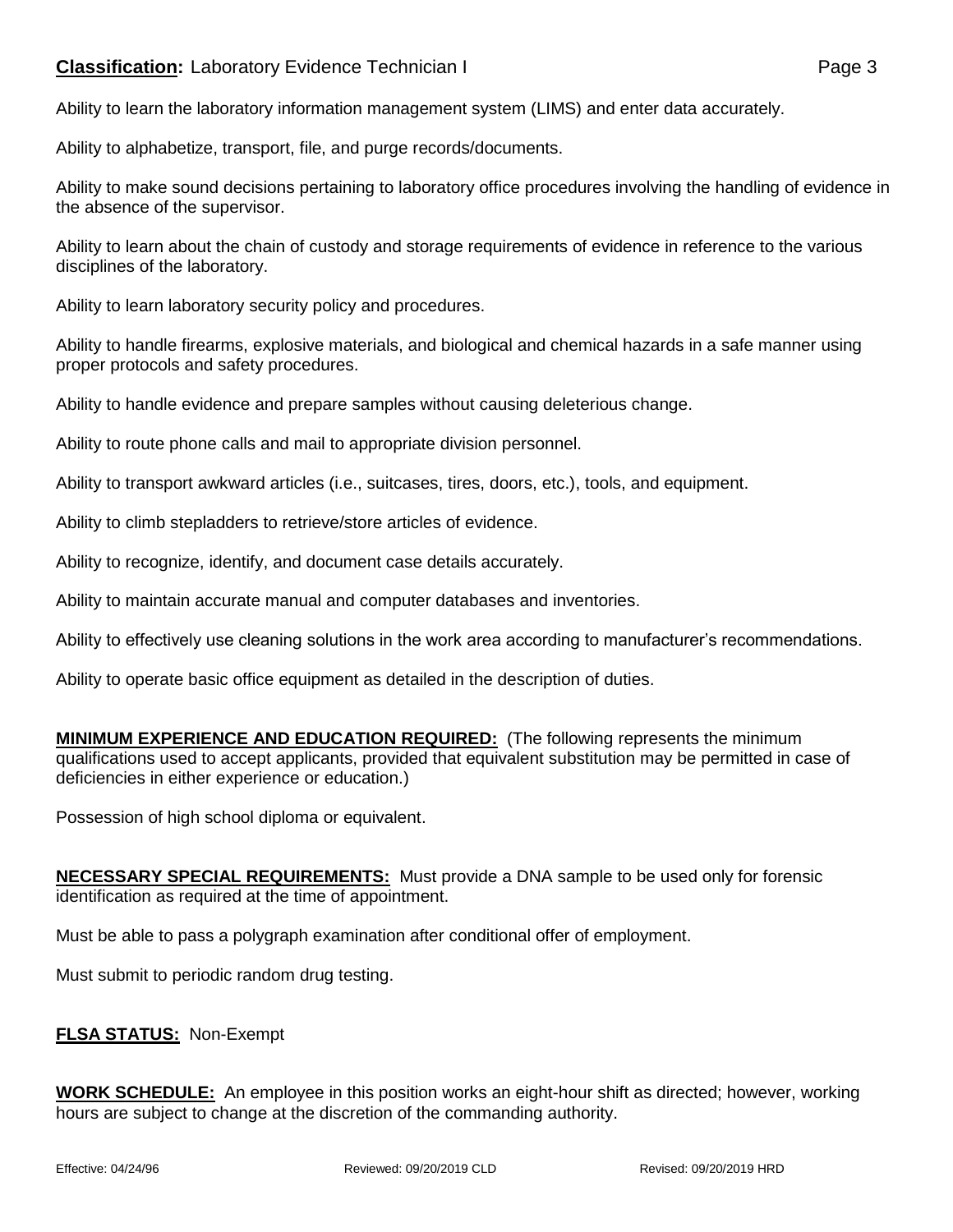Ability to learn the laboratory information management system (LIMS) and enter data accurately.

Ability to alphabetize, transport, file, and purge records/documents.

Ability to make sound decisions pertaining to laboratory office procedures involving the handling of evidence in the absence of the supervisor.

Ability to learn about the chain of custody and storage requirements of evidence in reference to the various disciplines of the laboratory.

Ability to learn laboratory security policy and procedures.

Ability to handle firearms, explosive materials, and biological and chemical hazards in a safe manner using proper protocols and safety procedures.

Ability to handle evidence and prepare samples without causing deleterious change.

Ability to route phone calls and mail to appropriate division personnel.

Ability to transport awkward articles (i.e., suitcases, tires, doors, etc.), tools, and equipment.

Ability to climb stepladders to retrieve/store articles of evidence.

Ability to recognize, identify, and document case details accurately.

Ability to maintain accurate manual and computer databases and inventories.

Ability to effectively use cleaning solutions in the work area according to manufacturer's recommendations.

Ability to operate basic office equipment as detailed in the description of duties.

**MINIMUM EXPERIENCE AND EDUCATION REQUIRED:** (The following represents the minimum qualifications used to accept applicants, provided that equivalent substitution may be permitted in case of deficiencies in either experience or education.)

Possession of high school diploma or equivalent.

**NECESSARY SPECIAL REQUIREMENTS:** Must provide a DNA sample to be used only for forensic identification as required at the time of appointment.

Must be able to pass a polygraph examination after conditional offer of employment.

Must submit to periodic random drug testing.

**FLSA STATUS:** Non-Exempt

**WORK SCHEDULE:** An employee in this position works an eight-hour shift as directed; however, working hours are subject to change at the discretion of the commanding authority.

Effective: 04/24/96 Reviewed: 09/20/2019 CLD Revised: 09/20/2019 HRD